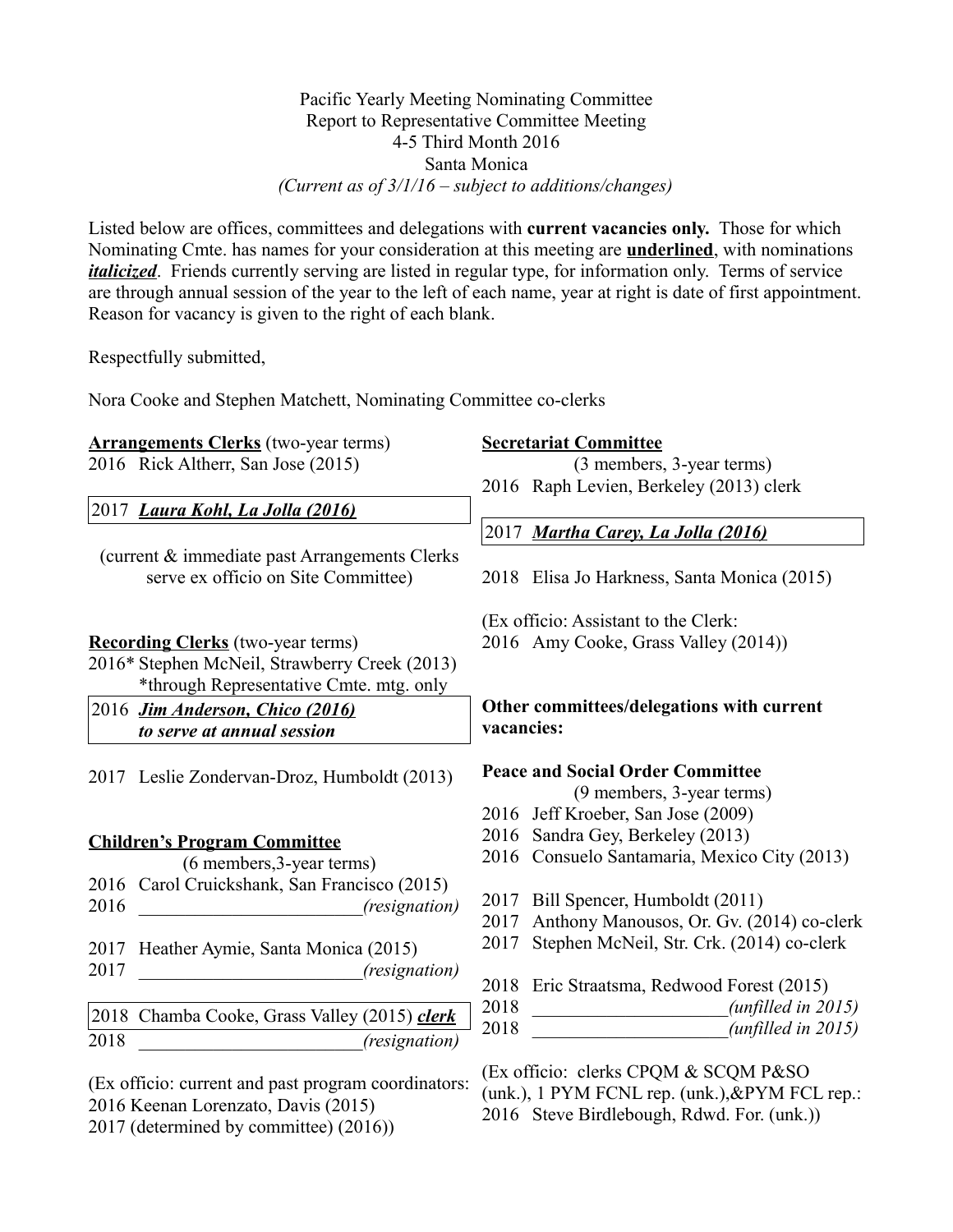Pacific Yearly Meeting Nominating Committee
Report to Representative Committee Meeting
4-5 Third Month 2016
Santa Monica
*(Current as of 3/1/16 – subject to additions/changes)*

Listed below are offices, committees and delegations with **current vacancies only.** Those for which Nominating Cmte. has names for your consideration at this meeting are **underlined**, with nominations ***italicized***. Friends currently serving are listed in regular type, for information only. Terms of service are through annual session of the year to the left of each name, year at right is date of first appointment. Reason for vacancy is given to the right of each blank.

Respectfully submitted,

Nora Cooke and Stephen Matchett, Nominating Committee co-clerks

**Arrangements Clerks** (two-year terms)

2016 Rick Altherr, San Jose (2015)

2017 ***Laura Kohl, La Jolla (2016)***

(current & immediate past Arrangements Clerks serve ex officio on Site Committee)

**Recording Clerks** (two-year terms)

2016* Stephen McNeil, Strawberry Creek (2013)
*through Representative Cmte. mtg. only

2016 ***Jim Anderson, Chico (2016) to serve at annual session***

2017 Leslie Zondervan-Droz, Humboldt (2013)

**Children's Program Committee**
(6 members, 3-year terms)

2016 Carol Cruickshank, San Francisco (2015)
2016 ________________________ *(resignation)*

2017 Heather Aymie, Santa Monica (2015)
2017 ________________________ *(resignation)*

2018 Chamba Cooke, Grass Valley (2015) ***clerk***
2018 ________________________ *(resignation)*

(Ex officio: current and past program coordinators:
2016 Keenan Lorenzato, Davis (2015)
2017 (determined by committee) (2016))

**Secretariat Committee**
(3 members, 3-year terms)

2016 Raph Levien, Berkeley (2013) clerk

2017 ***Martha Carey, La Jolla (2016)***

2018 Elisa Jo Harkness, Santa Monica (2015)

(Ex officio: Assistant to the Clerk:
2016 Amy Cooke, Grass Valley (2014))

**Other committees/delegations with current vacancies:**

**Peace and Social Order Committee**
(9 members, 3-year terms)

2016 Jeff Kroeber, San Jose (2009)
2016 Sandra Gey, Berkeley (2013)
2016 Consuelo Santamaria, Mexico City (2013)

2017 Bill Spencer, Humboldt (2011)
2017 Anthony Manousos, Or. Gv. (2014) co-clerk
2017 Stephen McNeil, Str. Crk. (2014) co-clerk

2018 Eric Straatsma, Redwood Forest (2015)
2018 ____________________ *(unfilled in 2015)*
2018 ____________________ *(unfilled in 2015)*

(Ex officio: clerks CPQM & SCQM P&SO (unk.), 1 PYM FCNL rep. (unk.),&PYM FCL rep.:
2016 Steve Birdlebough, Rdwd. For. (unk.))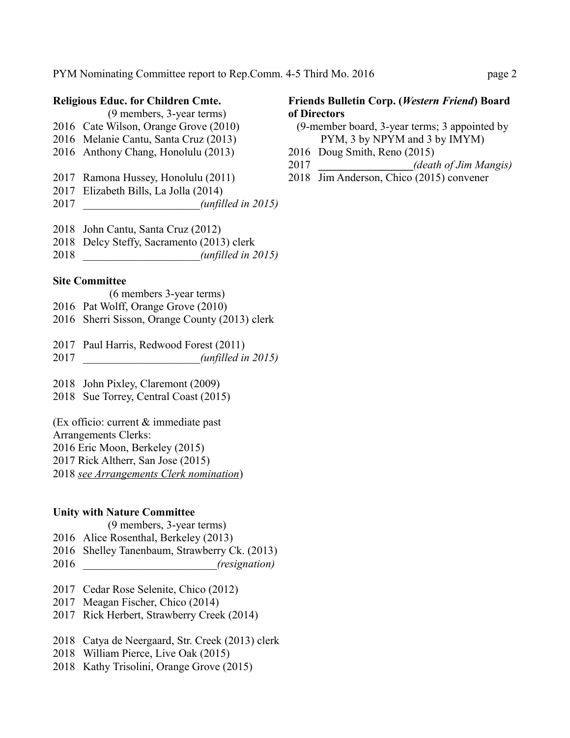**Religious Educ. for Children Cmte.**
(9 members, 3-year terms)

2016 Cate Wilson, Orange Grove (2010)
2016 Melanie Cantu, Santa Cruz (2013)
2016 Anthony Chang, Honolulu (2013)

2017 Ramona Hussey, Honolulu (2011)
2017 Elizabeth Bills, La Jolla (2014)
2017 ____________________*(unfilled in 2015)*

2018 John Cantu, Santa Cruz (2012)
2018 Delcy Steffy, Sacramento (2013) clerk
2018 ____________________*(unfilled in 2015)*

**Site Committee**
(6 members 3-year terms)

2016 Pat Wolff, Orange Grove (2010)
2016 Sherri Sisson, Orange County (2013) clerk

2017 Paul Harris, Redwood Forest (2011)
2017 ____________________*(unfilled in 2015)*

2018 John Pixley, Claremont (2009)
2018 Sue Torrey, Central Coast (2015)

(Ex officio: current & immediate past Arrangements Clerks:
2016 Eric Moon, Berkeley (2015)
2017 Rick Altherr, San Jose (2015)
2018 *see Arrangements Clerk nomination*)

**Unity with Nature Committee**
(9 members, 3-year terms)

2016 Alice Rosenthal, Berkeley (2013)
2016 Shelley Tanenbaum, Strawberry Ck. (2013)
2016 ________________________*(resignation)*

2017 Cedar Rose Selenite, Chico (2012)
2017 Meagan Fischer, Chico (2014)
2017 Rick Herbert, Strawberry Creek (2014)

2018 Catya de Neergaard, Str. Creek (2013) clerk
2018 William Pierce, Live Oak (2015)
2018 Kathy Trisolini, Orange Grove (2015)

**Friends Bulletin Corp. (*Western Friend*) Board of Directors**
(9-member board, 3-year terms; 3 appointed by PYM, 3 by NPYM and 3 by IMYM)

2016 Doug Smith, Reno (2015)
2017 ________________*(death of Jim Mangis)*
2018 Jim Anderson, Chico (2015) convener